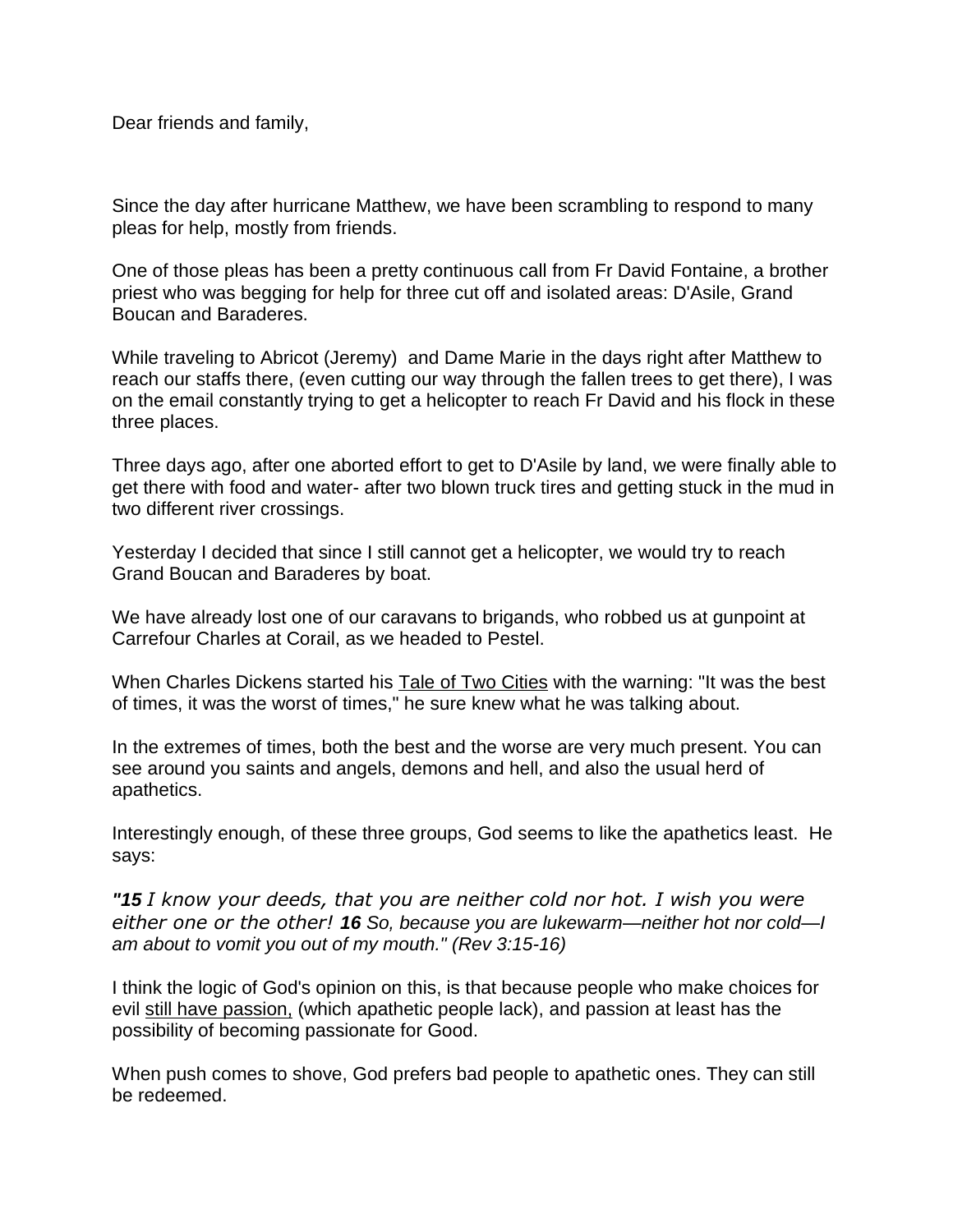Dear friends and family,

Since the day after hurricane Matthew, we have been scrambling to respond to many pleas for help, mostly from friends.

One of those pleas has been a pretty continuous call from Fr David Fontaine, a brother priest who was begging for help for three cut off and isolated areas: D'Asile, Grand Boucan and Baraderes.

While traveling to Abricot (Jeremy) and Dame Marie in the days right after Matthew to reach our staffs there, (even cutting our way through the fallen trees to get there), I was on the email constantly trying to get a helicopter to reach Fr David and his flock in these three places.

Three days ago, after one aborted effort to get to D'Asile by land, we were finally able to get there with food and water- after two blown truck tires and getting stuck in the mud in two different river crossings.

Yesterday I decided that since I still cannot get a helicopter, we would try to reach Grand Boucan and Baraderes by boat.

We have already lost one of our caravans to brigands, who robbed us at gunpoint at Carrefour Charles at Corail, as we headed to Pestel.

When Charles Dickens started his Tale of Two Cities with the warning: "It was the best of times, it was the worst of times," he sure knew what he was talking about.

In the extremes of times, both the best and the worse are very much present. You can see around you saints and angels, demons and hell, and also the usual herd of apathetics.

Interestingly enough, of these three groups, God seems to like the apathetics least. He says:

*"**15** I know your deeds, that you are neither cold nor hot. I wish you were either one or the other! **16** So, because you are lukewarm—neither hot nor cold—I am about to vomit you out of my mouth." (Rev 3:15-16)*

I think the logic of God's opinion on this, is that because people who make choices for evil still have passion, (which apathetic people lack), and passion at least has the possibility of becoming passionate for Good.

When push comes to shove, God prefers bad people to apathetic ones. They can still be redeemed.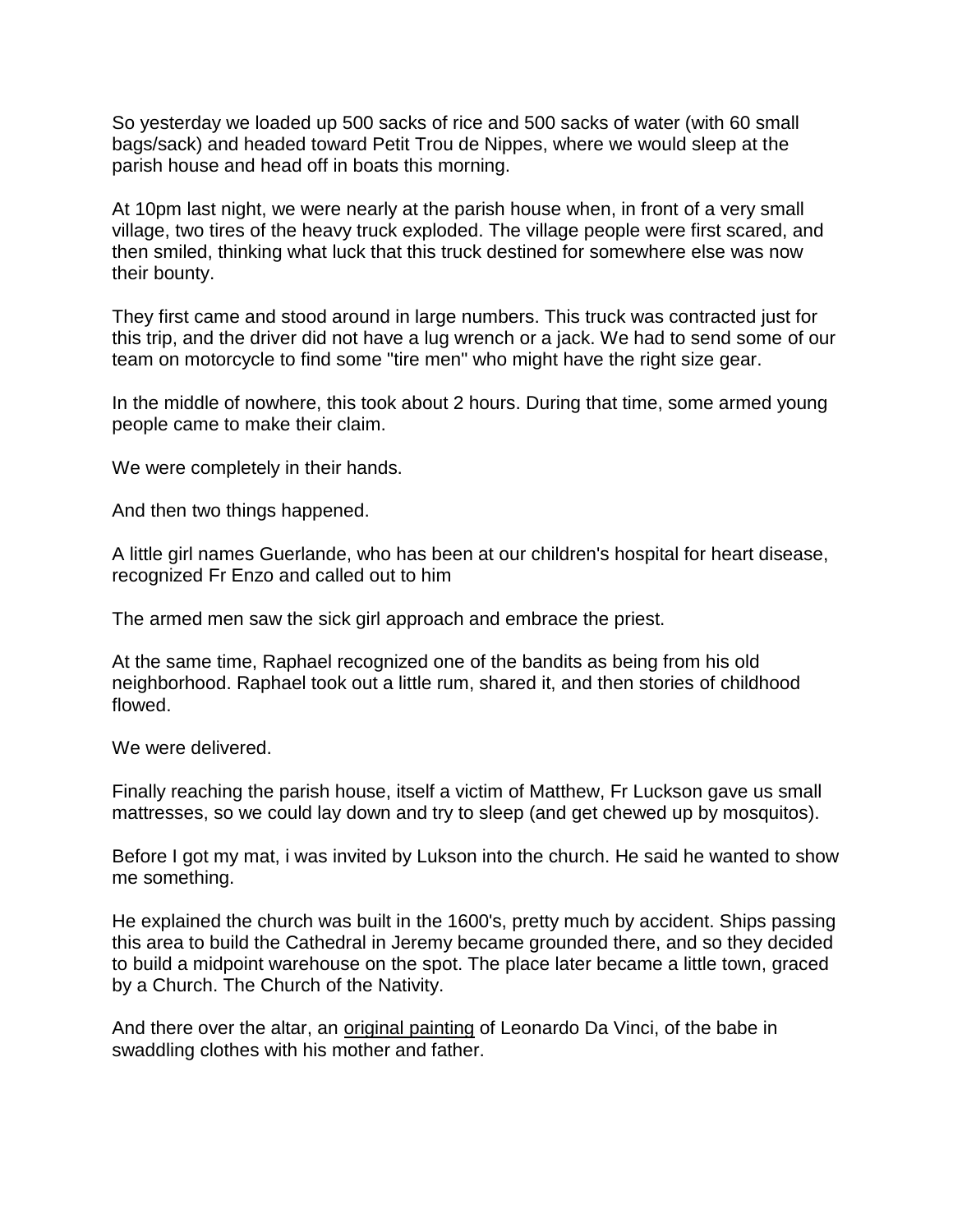So yesterday we loaded up 500 sacks of rice and 500 sacks of water (with 60 small bags/sack) and headed toward Petit Trou de Nippes, where we would sleep at the parish house and head off in boats this morning.

At 10pm last night, we were nearly at the parish house when, in front of a very small village, two tires of the heavy truck exploded. The village people were first scared, and then smiled, thinking what luck that this truck destined for somewhere else was now their bounty.

They first came and stood around in large numbers. This truck was contracted just for this trip, and the driver did not have a lug wrench or a jack. We had to send some of our team on motorcycle to find some "tire men" who might have the right size gear.

In the middle of nowhere, this took about 2 hours. During that time, some armed young people came to make their claim.

We were completely in their hands.

And then two things happened.

A little girl names Guerlande, who has been at our children's hospital for heart disease, recognized Fr Enzo and called out to him

The armed men saw the sick girl approach and embrace the priest.

At the same time, Raphael recognized one of the bandits as being from his old neighborhood. Raphael took out a little rum, shared it, and then stories of childhood flowed.

We were delivered.

Finally reaching the parish house, itself a victim of Matthew, Fr Luckson gave us small mattresses, so we could lay down and try to sleep (and get chewed up by mosquitos).

Before I got my mat, i was invited by Lukson into the church. He said he wanted to show me something.

He explained the church was built in the 1600's, pretty much by accident. Ships passing this area to build the Cathedral in Jeremy became grounded there, and so they decided to build a midpoint warehouse on the spot. The place later became a little town, graced by a Church. The Church of the Nativity.

And there over the altar, an original painting of Leonardo Da Vinci, of the babe in swaddling clothes with his mother and father.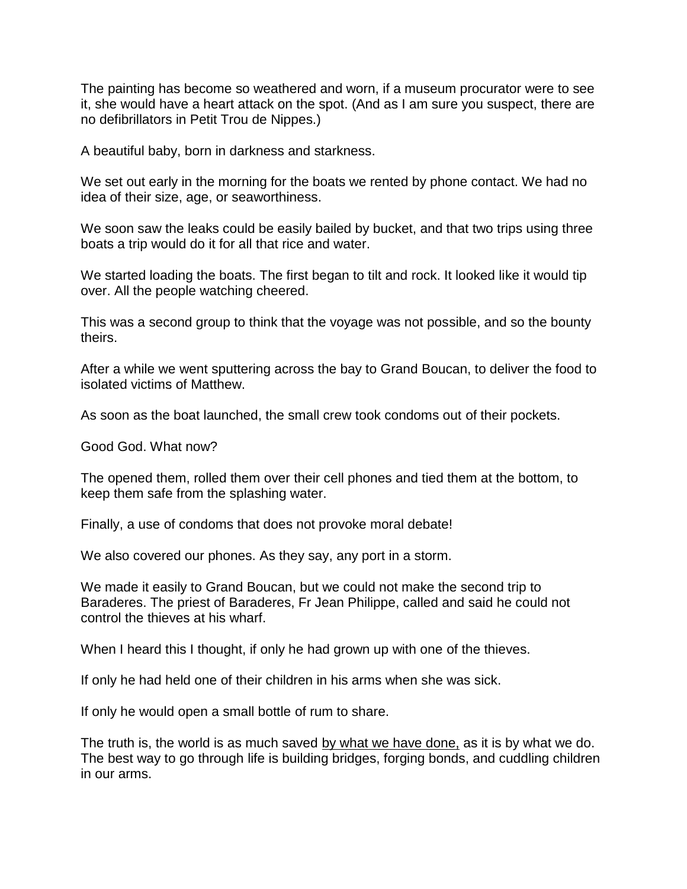The painting has become so weathered and worn, if a museum procurator were to see it, she would have a heart attack on the spot. (And as I am sure you suspect, there are no defibrillators in Petit Trou de Nippes.)

A beautiful baby, born in darkness and starkness.

We set out early in the morning for the boats we rented by phone contact. We had no idea of their size, age, or seaworthiness.

We soon saw the leaks could be easily bailed by bucket, and that two trips using three boats a trip would do it for all that rice and water.

We started loading the boats. The first began to tilt and rock. It looked like it would tip over. All the people watching cheered.

This was a second group to think that the voyage was not possible, and so the bounty theirs.

After a while we went sputtering across the bay to Grand Boucan, to deliver the food to isolated victims of Matthew.

As soon as the boat launched, the small crew took condoms out of their pockets.

Good God. What now?

The opened them, rolled them over their cell phones and tied them at the bottom, to keep them safe from the splashing water.

Finally, a use of condoms that does not provoke moral debate!

We also covered our phones. As they say, any port in a storm.

We made it easily to Grand Boucan, but we could not make the second trip to Baraderes. The priest of Baraderes, Fr Jean Philippe, called and said he could not control the thieves at his wharf.

When I heard this I thought, if only he had grown up with one of the thieves.

If only he had held one of their children in his arms when she was sick.

If only he would open a small bottle of rum to share.

The truth is, the world is as much saved <u>by what we have done,</u> as it is by what we do. The best way to go through life is building bridges, forging bonds, and cuddling children in our arms.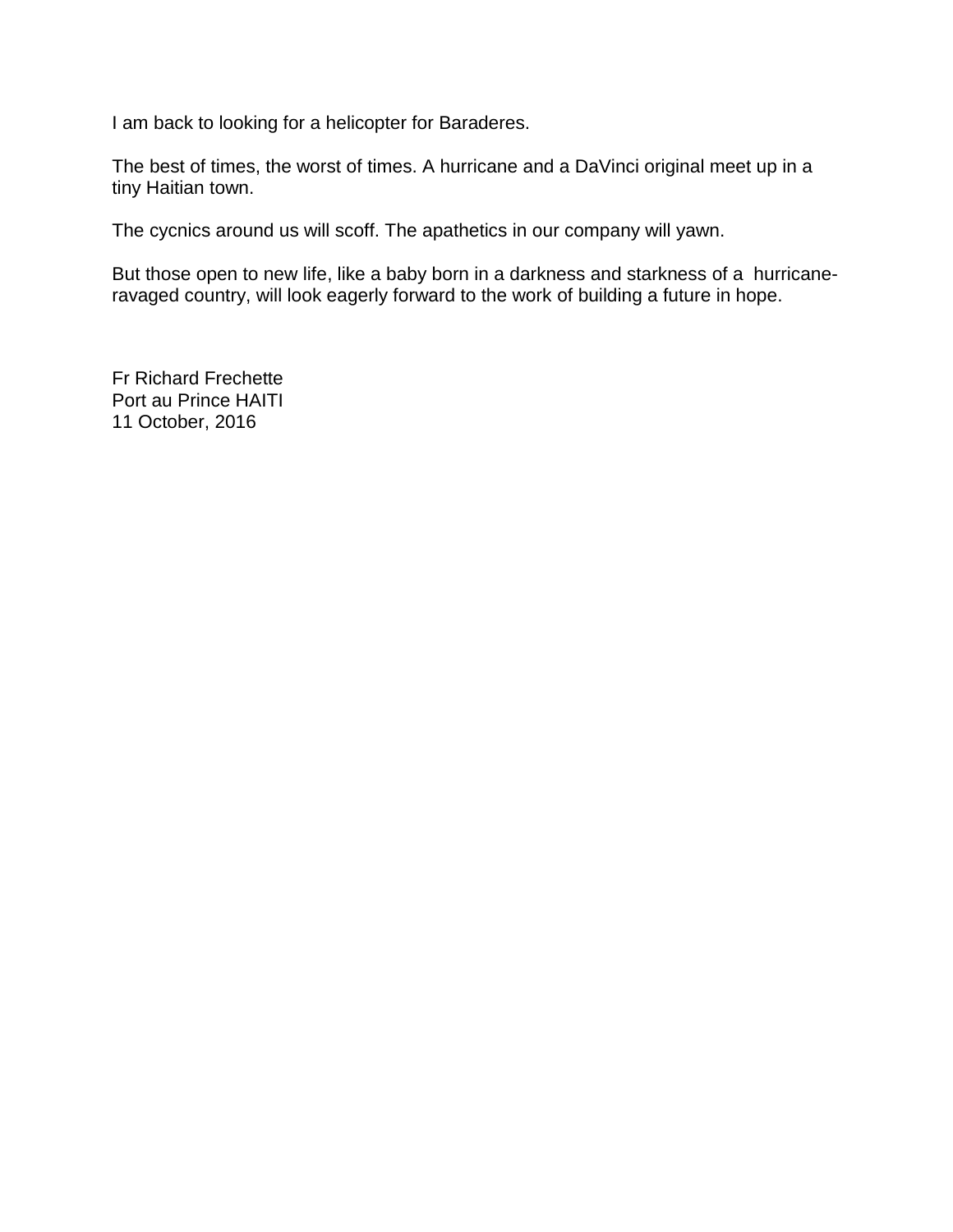I am back to looking for a helicopter for Baraderes.

The best of times, the worst of times. A hurricane and a DaVinci original meet up in a tiny Haitian town.

The cycnics around us will scoff. The apathetics in our company will yawn.

But those open to new life, like a baby born in a darkness and starkness of a hurricane-ravaged country, will look eagerly forward to the work of building a future in hope.

Fr Richard Frechette
Port au Prince HAITI
11 October, 2016